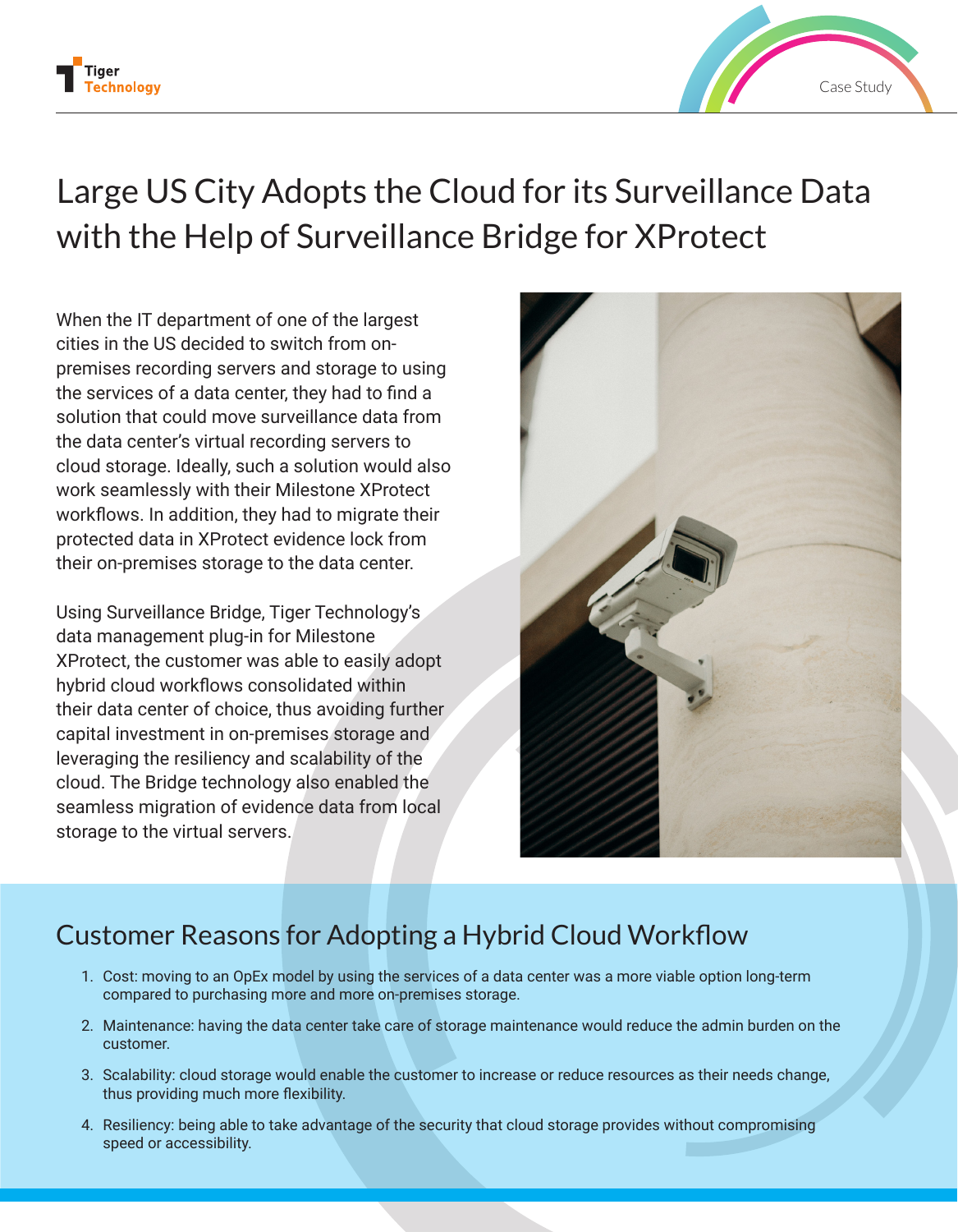# Large US City Adopts the Cloud for its Surveillance Data with the Help of Surveillance Bridge for XProtect

When the IT department of one of the largest cities in the US decided to switch from on-premises recording servers and storage to using the services of a data center, they had to find a solution that could move surveillance data from the data center's virtual recording servers to cloud storage. Ideally, such a solution would also work seamlessly with their Milestone XProtect workflows. In addition, they had to migrate their protected data in XProtect evidence lock from their on-premises storage to the data center.

Using Surveillance Bridge, Tiger Technology's data management plug-in for Milestone XProtect, the customer was able to easily adopt hybrid cloud workflows consolidated within their data center of choice, thus avoiding further capital investment in on-premises storage and leveraging the resiliency and scalability of the cloud. The Bridge technology also enabled the seamless migration of evidence data from local storage to the virtual servers.

## Customer Reasons for Adopting a Hybrid Cloud Workflow

1. Cost: moving to an OpEx model by using the services of a data center was a more viable option long-term compared to purchasing more and more on-premises storage.
2. Maintenance: having the data center take care of storage maintenance would reduce the admin burden on the customer.
3. Scalability: cloud storage would enable the customer to increase or reduce resources as their needs change, thus providing much more flexibility.
4. Resiliency: being able to take advantage of the security that cloud storage provides without compromising speed or accessibility.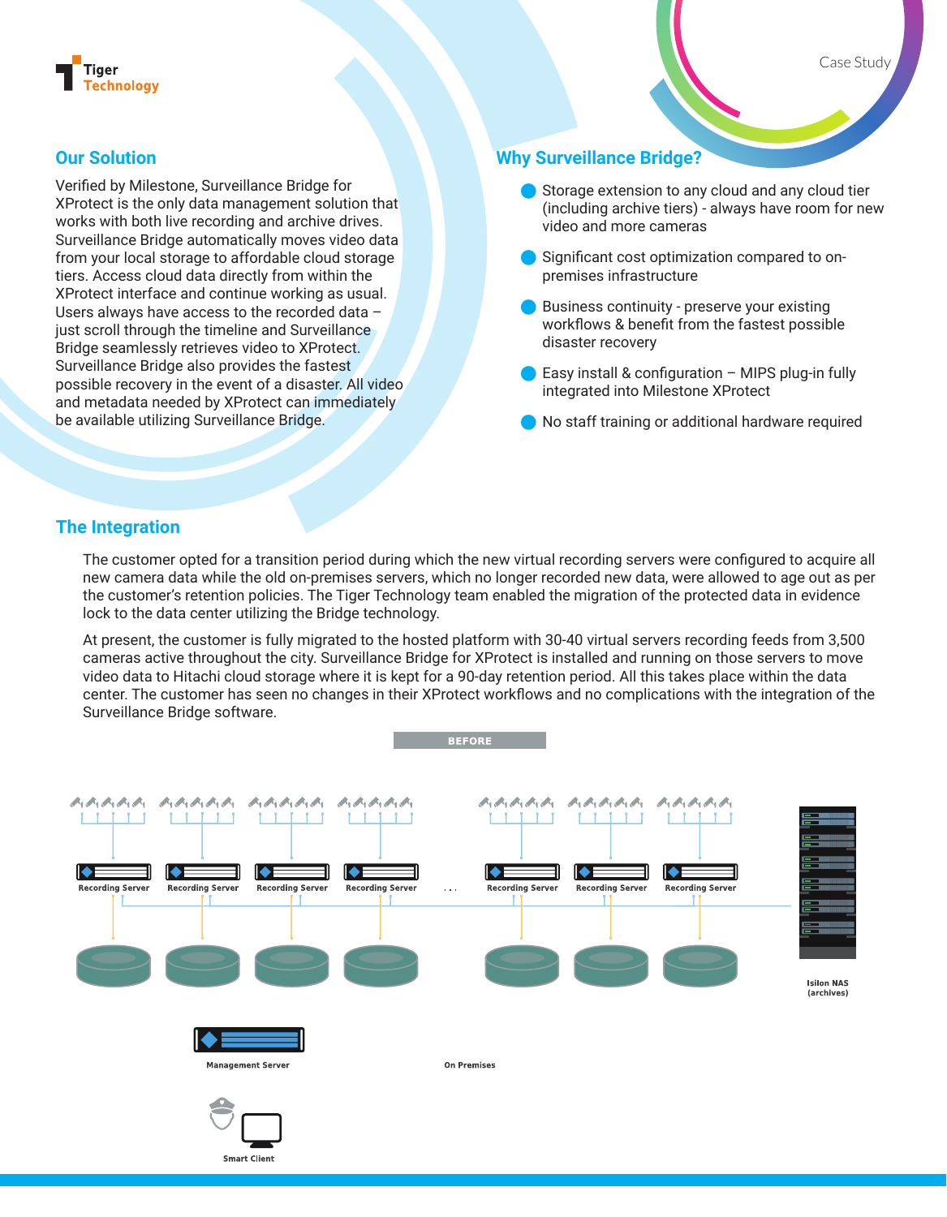Case Study

## Our Solution

Verified by Milestone, Surveillance Bridge for XProtect is the only data management solution that works with both live recording and archive drives. Surveillance Bridge automatically moves video data from your local storage to affordable cloud storage tiers. Access cloud data directly from within the XProtect interface and continue working as usual. Users always have access to the recorded data – just scroll through the timeline and Surveillance Bridge seamlessly retrieves video to XProtect. Surveillance Bridge also provides the fastest possible recovery in the event of a disaster. All video and metadata needed by XProtect can immediately be available utilizing Surveillance Bridge.

## Why Surveillance Bridge?

- Storage extension to any cloud and any cloud tier (including archive tiers) - always have room for new video and more cameras
- Significant cost optimization compared to on-premises infrastructure
- Business continuity - preserve your existing workflows & benefit from the fastest possible disaster recovery
- Easy install & configuration – MIPS plug-in fully integrated into Milestone XProtect
- No staff training or additional hardware required

## The Integration

The customer opted for a transition period during which the new virtual recording servers were configured to acquire all new camera data while the old on-premises servers, which no longer recorded new data, were allowed to age out as per the customer's retention policies. The Tiger Technology team enabled the migration of the protected data in evidence lock to the data center utilizing the Bridge technology.

At present, the customer is fully migrated to the hosted platform with 30-40 virtual servers recording feeds from 3,500 cameras active throughout the city. Surveillance Bridge for XProtect is installed and running on those servers to move video data to Hitachi cloud storage where it is kept for a 90-day retention period. All this takes place within the data center. The customer has seen no changes in their XProtect workflows and no complications with the integration of the Surveillance Bridge software.

BEFORE

Recording Server | Recording Server | Recording Server | Recording Server | ... | Recording Server | Recording Server | Recording Server

Isilon NAS (archives)

Management Server

On Premises

Smart Client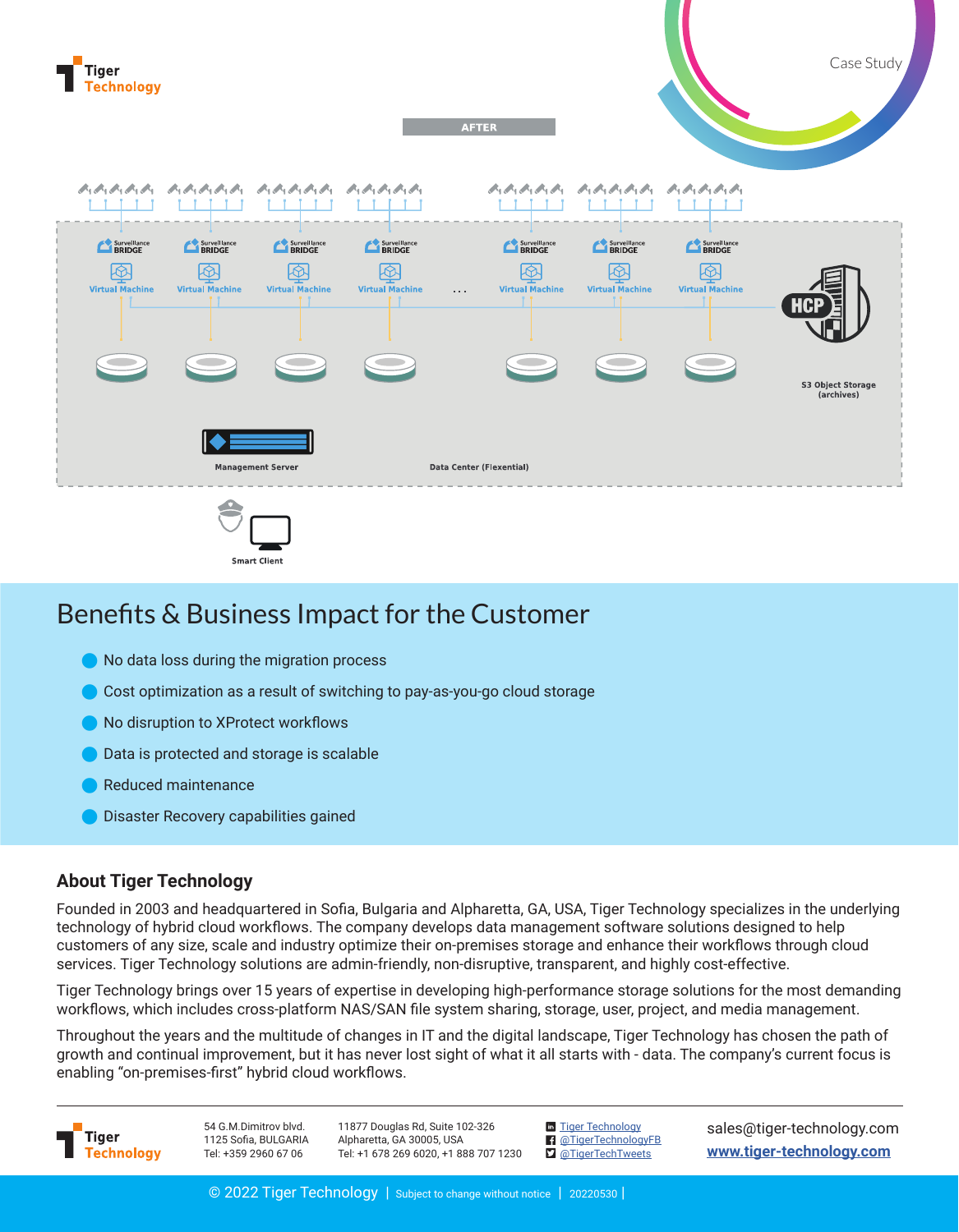AFTER

Surveillance BRIDGE

Virtual Machine

...

HCP

S3 Object Storage (archives)

Management Server

Data Center (Flexential)

Smart Client

## Benefits & Business Impact for the Customer

- No data loss during the migration process
- Cost optimization as a result of switching to pay-as-you-go cloud storage
- No disruption to XProtect workflows
- Data is protected and storage is scalable
- Reduced maintenance
- Disaster Recovery capabilities gained

### About Tiger Technology

Founded in 2003 and headquartered in Sofia, Bulgaria and Alpharetta, GA, USA, Tiger Technology specializes in the underlying technology of hybrid cloud workflows. The company develops data management software solutions designed to help customers of any size, scale and industry optimize their on-premises storage and enhance their workflows through cloud services. Tiger Technology solutions are admin-friendly, non-disruptive, transparent, and highly cost-effective.

Tiger Technology brings over 15 years of expertise in developing high-performance storage solutions for the most demanding workflows, which includes cross-platform NAS/SAN file system sharing, storage, user, project, and media management.

Throughout the years and the multitude of changes in IT and the digital landscape, Tiger Technology has chosen the path of growth and continual improvement, but it has never lost sight of what it all starts with - data. The company's current focus is enabling "on-premises-first" hybrid cloud workflows.

Tiger Technology

54 G.M.Dimitrov blvd.
1125 Sofia, BULGARIA
Tel: +359 2960 67 06

11877 Douglas Rd, Suite 102-326
Alpharetta, GA 30005, USA
Tel: +1 678 269 6020, +1 888 707 1230

Tiger Technology
@TigerTechnologyFB
@TigerTechTweets

sales@tiger-technology.com
www.tiger-technology.com

© 2022 Tiger Technology | Subject to change without notice | 20220530 |